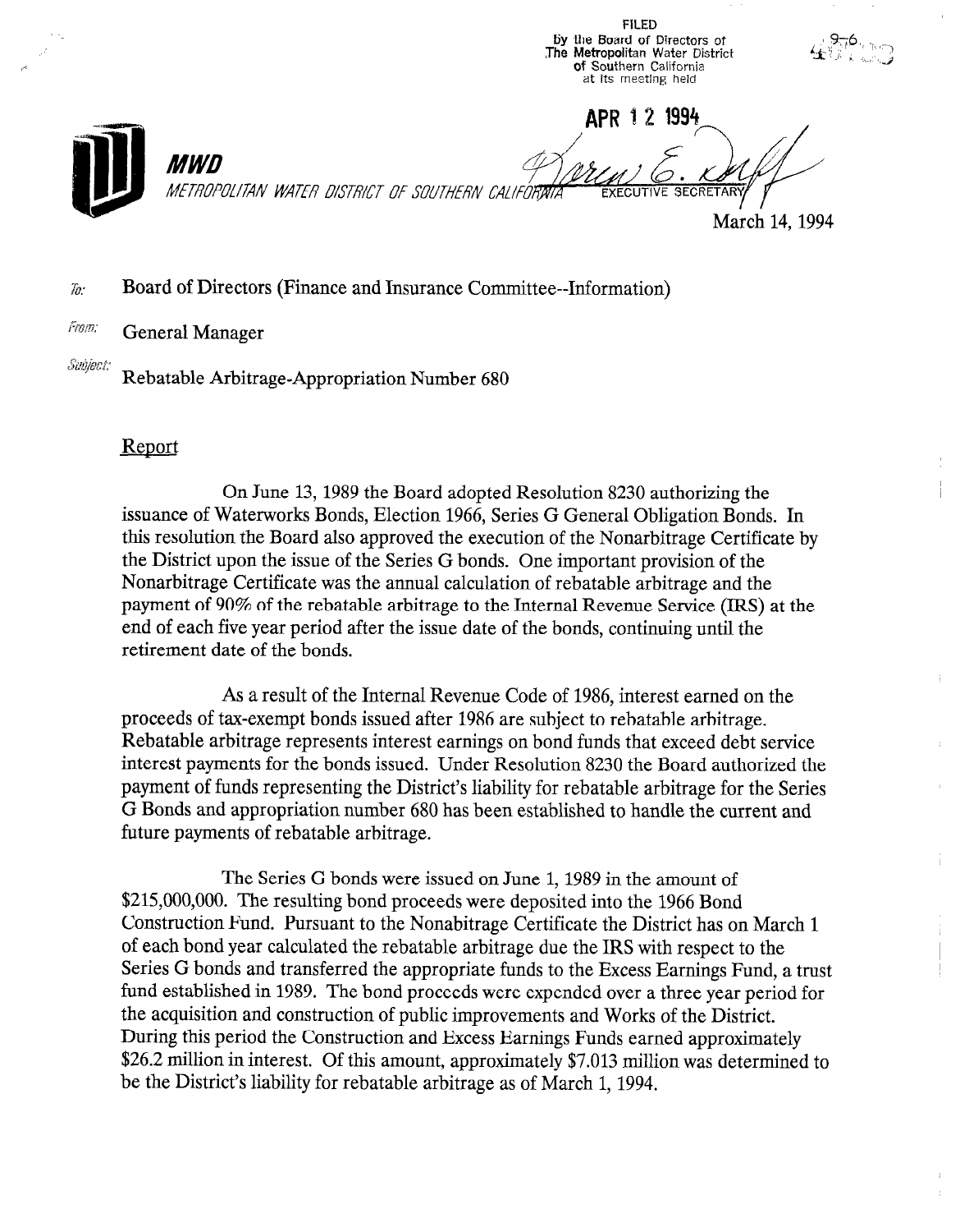FILED
by the Board of Directors of
The Metropolitan Water District
of Southern California
at its meeting held

APR 12 1994

EXECUTIVE SECRETARY

**MWD**

METROPOLITAN WATER DISTRICT OF SOUTHERN CALIFORNIA

March 14, 1994

To: Board of Directors (Finance and Insurance Committee--Information)

From: General Manager

Subject: Rebatable Arbitrage-Appropriation Number 680

## Report

On June 13, 1989 the Board adopted Resolution 8230 authorizing the issuance of Waterworks Bonds, Election 1966, Series G General Obligation Bonds. In this resolution the Board also approved the execution of the Nonarbitrage Certificate by the District upon the issue of the Series G bonds. One important provision of the Nonarbitrage Certificate was the annual calculation of rebatable arbitrage and the payment of 90% of the rebatable arbitrage to the Internal Revenue Service (IRS) at the end of each five year period after the issue date of the bonds, continuing until the retirement date of the bonds.

As a result of the Internal Revenue Code of 1986, interest earned on the proceeds of tax-exempt bonds issued after 1986 are subject to rebatable arbitrage. Rebatable arbitrage represents interest earnings on bond funds that exceed debt service interest payments for the bonds issued. Under Resolution 8230 the Board authorized the payment of funds representing the District's liability for rebatable arbitrage for the Series G Bonds and appropriation number 680 has been established to handle the current and future payments of rebatable arbitrage.

The Series G bonds were issued on June 1, 1989 in the amount of $215,000,000. The resulting bond proceeds were deposited into the 1966 Bond Construction Fund. Pursuant to the Nonabitrage Certificate the District has on March 1 of each bond year calculated the rebatable arbitrage due the IRS with respect to the Series G bonds and transferred the appropriate funds to the Excess Earnings Fund, a trust fund established in 1989. The bond proceeds were expended over a three year period for the acquisition and construction of public improvements and Works of the District. During this period the Construction and Excess Earnings Funds earned approximately $26.2 million in interest. Of this amount, approximately $7.013 million was determined to be the District's liability for rebatable arbitrage as of March 1, 1994.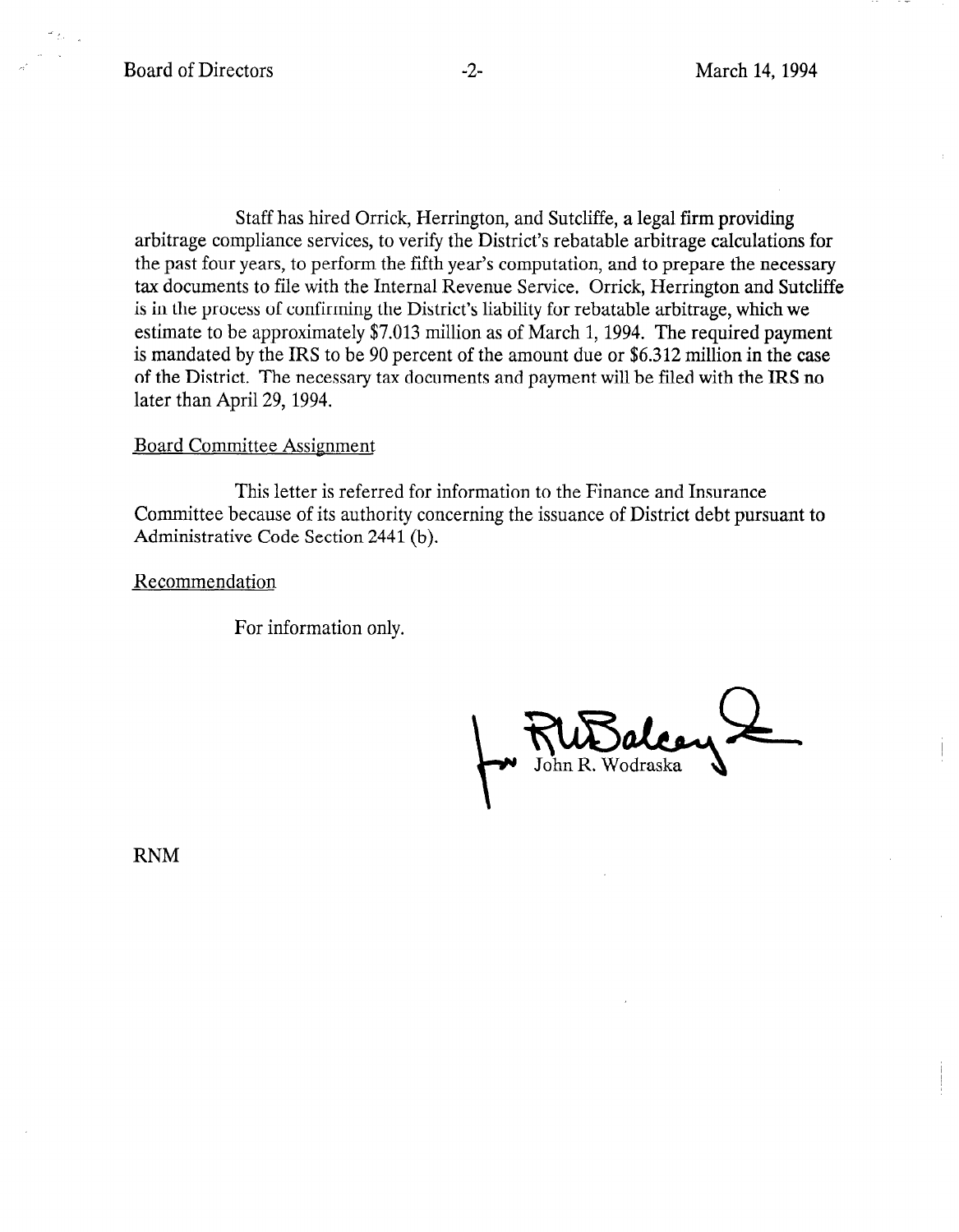Staff has hired Orrick, Herrington, and Sutcliffe, a legal firm providing arbitrage compliance services, to verify the District's rebatable arbitrage calculations for the past four years, to perform the fifth year's computation, and to prepare the necessary tax documents to file with the Internal Revenue Service. Orrick, Herrington and Sutcliffe is in the process of confirming the District's liability for rebatable arbitrage, which we estimate to be approximately $7.013 million as of March 1, 1994. The required payment is mandated by the IRS to be 90 percent of the amount due or $6.312 million in the case of the District. The necessary tax documents and payment will be filed with the IRS no later than April 29, 1994.

## Board Committee Assignment

This letter is referred for information to the Finance and Insurance Committee because of its authority concerning the issuance of District debt pursuant to Administrative Code Section 2441 (b).

## Recommendation

For information only.

John R. Wodraska

RNM